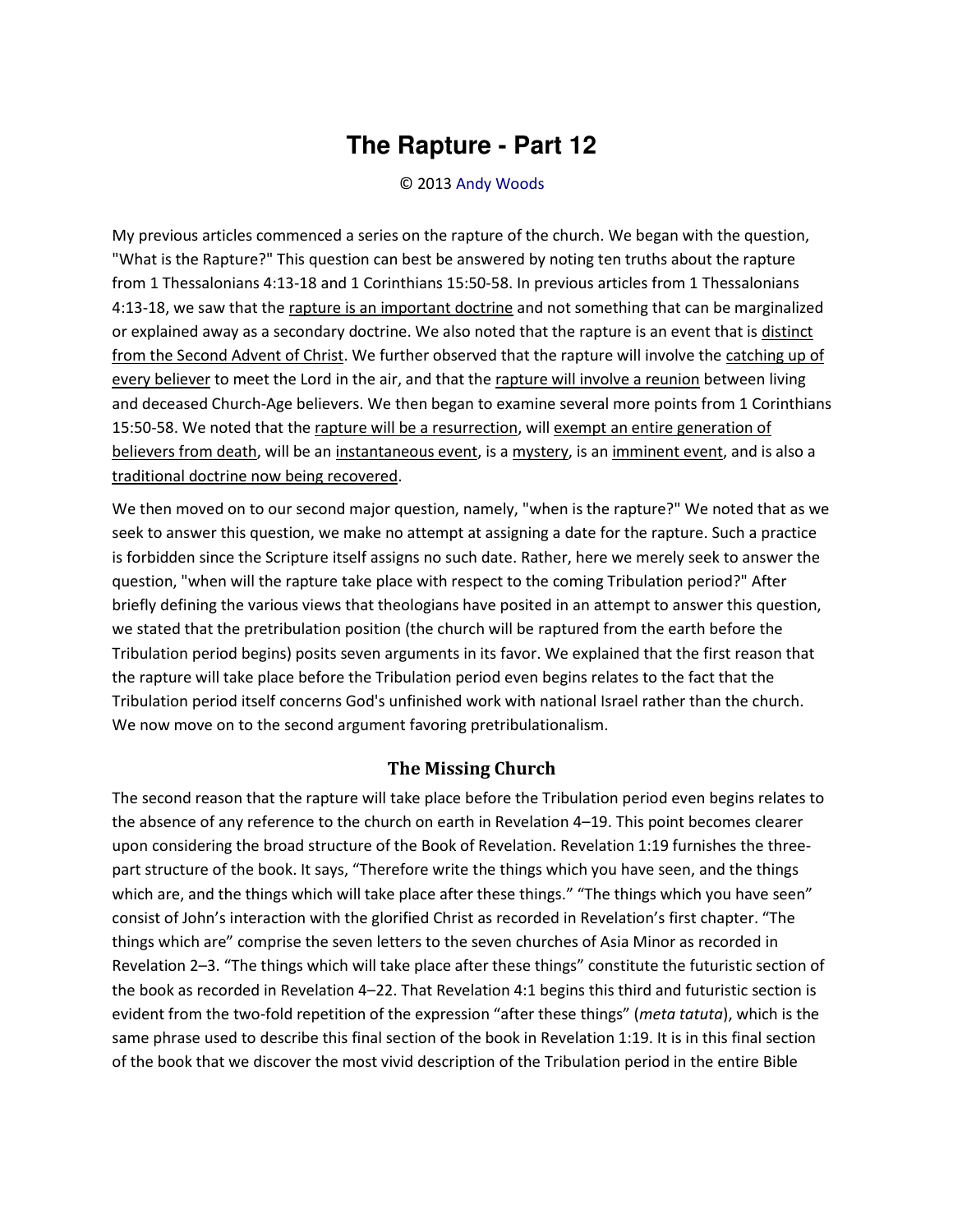# The Rapture - Part 12

© 2013 Andy Woods

My previous articles commenced a series on the rapture of the church. We began with the question, "What is the Rapture?" This question can best be answered by noting ten truths about the rapture from 1 Thessalonians 4:13-18 and 1 Corinthians 15:50-58. In previous articles from 1 Thessalonians 4:13-18, we saw that the rapture is an important doctrine and not something that can be marginalized or explained away as a secondary doctrine. We also noted that the rapture is an event that is distinct from the Second Advent of Christ. We further observed that the rapture will involve the catching up of every believer to meet the Lord in the air, and that the rapture will involve a reunion between living and deceased Church-Age believers. We then began to examine several more points from 1 Corinthians 15:50-58. We noted that the rapture will be a resurrection, will exempt an entire generation of believers from death, will be an instantaneous event, is a mystery, is an imminent event, and is also a traditional doctrine now being recovered.

We then moved on to our second major question, namely, "when is the rapture?" We noted that as we seek to answer this question, we make no attempt at assigning a date for the rapture. Such a practice is forbidden since the Scripture itself assigns no such date. Rather, here we merely seek to answer the question, "when will the rapture take place with respect to the coming Tribulation period?" After briefly defining the various views that theologians have posited in an attempt to answer this question, we stated that the pretribulation position (the church will be raptured from the earth before the Tribulation period begins) posits seven arguments in its favor. We explained that the first reason that the rapture will take place before the Tribulation period even begins relates to the fact that the Tribulation period itself concerns God's unfinished work with national Israel rather than the church. We now move on to the second argument favoring pretribulationalism.

### The Missing Church

The second reason that the rapture will take place before the Tribulation period even begins relates to the absence of any reference to the church on earth in Revelation 4–19. This point becomes clearer upon considering the broad structure of the Book of Revelation. Revelation 1:19 furnishes the three-part structure of the book. It says, "Therefore write the things which you have seen, and the things which are, and the things which will take place after these things." "The things which you have seen" consist of John's interaction with the glorified Christ as recorded in Revelation's first chapter. "The things which are" comprise the seven letters to the seven churches of Asia Minor as recorded in Revelation 2–3. "The things which will take place after these things" constitute the futuristic section of the book as recorded in Revelation 4–22. That Revelation 4:1 begins this third and futuristic section is evident from the two-fold repetition of the expression "after these things" (*meta tatuta*), which is the same phrase used to describe this final section of the book in Revelation 1:19. It is in this final section of the book that we discover the most vivid description of the Tribulation period in the entire Bible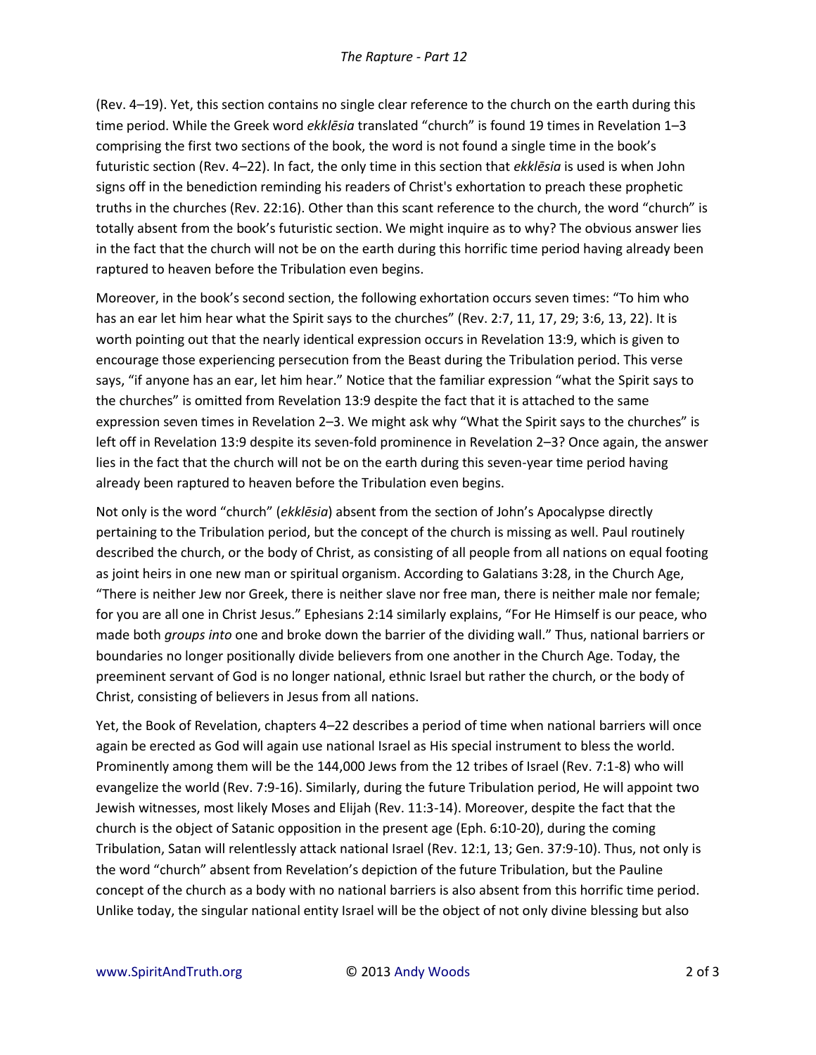(Rev. 4–19). Yet, this section contains no single clear reference to the church on the earth during this time period. While the Greek word *ekklēsia* translated "church" is found 19 times in Revelation 1–3 comprising the first two sections of the book, the word is not found a single time in the book's futuristic section (Rev. 4–22). In fact, the only time in this section that *ekklēsia* is used is when John signs off in the benediction reminding his readers of Christ's exhortation to preach these prophetic truths in the churches (Rev. 22:16). Other than this scant reference to the church, the word "church" is totally absent from the book's futuristic section. We might inquire as to why? The obvious answer lies in the fact that the church will not be on the earth during this horrific time period having already been raptured to heaven before the Tribulation even begins.

Moreover, in the book's second section, the following exhortation occurs seven times: "To him who has an ear let him hear what the Spirit says to the churches" (Rev. 2:7, 11, 17, 29; 3:6, 13, 22). It is worth pointing out that the nearly identical expression occurs in Revelation 13:9, which is given to encourage those experiencing persecution from the Beast during the Tribulation period. This verse says, "if anyone has an ear, let him hear." Notice that the familiar expression "what the Spirit says to the churches" is omitted from Revelation 13:9 despite the fact that it is attached to the same expression seven times in Revelation 2–3. We might ask why "What the Spirit says to the churches" is left off in Revelation 13:9 despite its seven-fold prominence in Revelation 2–3? Once again, the answer lies in the fact that the church will not be on the earth during this seven-year time period having already been raptured to heaven before the Tribulation even begins.

Not only is the word "church" (*ekklēsia*) absent from the section of John's Apocalypse directly pertaining to the Tribulation period, but the concept of the church is missing as well. Paul routinely described the church, or the body of Christ, as consisting of all people from all nations on equal footing as joint heirs in one new man or spiritual organism. According to Galatians 3:28, in the Church Age, "There is neither Jew nor Greek, there is neither slave nor free man, there is neither male nor female; for you are all one in Christ Jesus." Ephesians 2:14 similarly explains, "For He Himself is our peace, who made both *groups into* one and broke down the barrier of the dividing wall." Thus, national barriers or boundaries no longer positionally divide believers from one another in the Church Age. Today, the preeminent servant of God is no longer national, ethnic Israel but rather the church, or the body of Christ, consisting of believers in Jesus from all nations.

Yet, the Book of Revelation, chapters 4–22 describes a period of time when national barriers will once again be erected as God will again use national Israel as His special instrument to bless the world. Prominently among them will be the 144,000 Jews from the 12 tribes of Israel (Rev. 7:1-8) who will evangelize the world (Rev. 7:9-16). Similarly, during the future Tribulation period, He will appoint two Jewish witnesses, most likely Moses and Elijah (Rev. 11:3-14). Moreover, despite the fact that the church is the object of Satanic opposition in the present age (Eph. 6:10-20), during the coming Tribulation, Satan will relentlessly attack national Israel (Rev. 12:1, 13; Gen. 37:9-10). Thus, not only is the word "church" absent from Revelation's depiction of the future Tribulation, but the Pauline concept of the church as a body with no national barriers is also absent from this horrific time period. Unlike today, the singular national entity Israel will be the object of not only divine blessing but also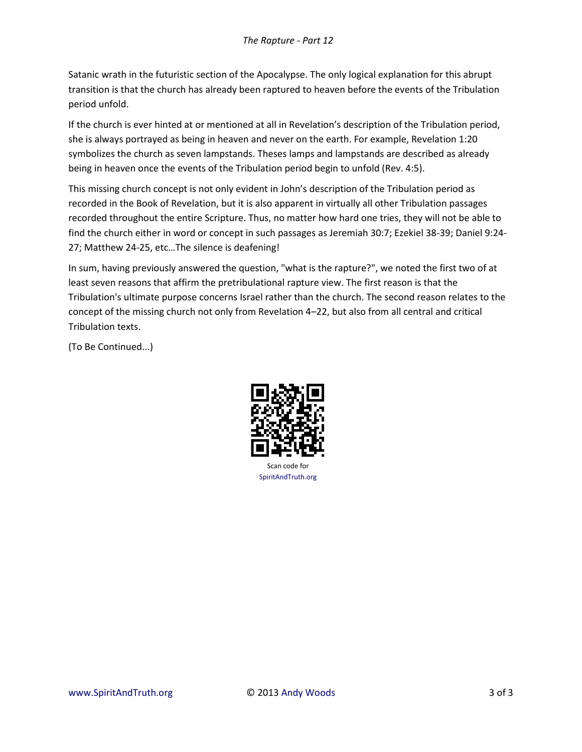Satanic wrath in the futuristic section of the Apocalypse. The only logical explanation for this abrupt transition is that the church has already been raptured to heaven before the events of the Tribulation period unfold.

If the church is ever hinted at or mentioned at all in Revelation's description of the Tribulation period, she is always portrayed as being in heaven and never on the earth. For example, Revelation 1:20 symbolizes the church as seven lampstands. Theses lamps and lampstands are described as already being in heaven once the events of the Tribulation period begin to unfold (Rev. 4:5).

This missing church concept is not only evident in John's description of the Tribulation period as recorded in the Book of Revelation, but it is also apparent in virtually all other Tribulation passages recorded throughout the entire Scripture. Thus, no matter how hard one tries, they will not be able to find the church either in word or concept in such passages as Jeremiah 30:7; Ezekiel 38-39; Daniel 9:24-27; Matthew 24-25, etc…The silence is deafening!

In sum, having previously answered the question, "what is the rapture?", we noted the first two of at least seven reasons that affirm the pretribulational rapture view. The first reason is that the Tribulation's ultimate purpose concerns Israel rather than the church. The second reason relates to the concept of the missing church not only from Revelation 4–22, but also from all central and critical Tribulation texts.

(To Be Continued...)

Scan code for
SpiritAndTruth.org